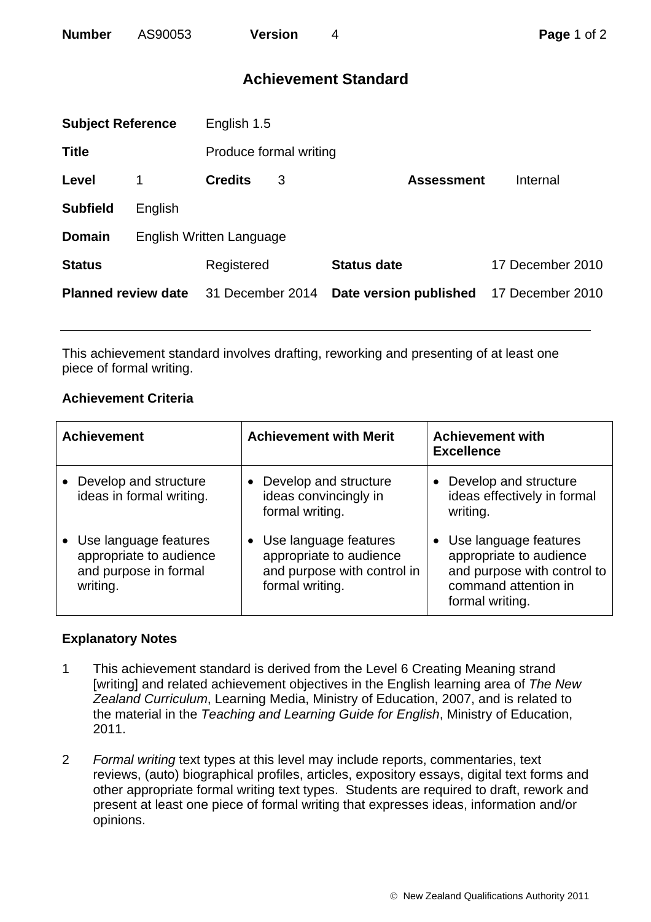**Number** AS90053 **Version** 4

# Achievement Standard

| | | | | | |
|---|---|---|---|---|---|
| **Subject Reference** | English 1.5 | | | | |
| **Title** | Produce formal writing | | | | |
| **Level** | 1 | **Credits** | 3 | **Assessment** | Internal |
| **Subfield** | English | | | | |
| **Domain** | English Written Language | | | | |
| **Status** | Registered | **Status date** | 17 December 2010 | | |
| **Planned review date** | 31 December 2014 | **Date version published** | 17 December 2010 | | |

This achievement standard involves drafting, reworking and presenting of at least one piece of formal writing.

## Achievement Criteria

| Achievement | Achievement with Merit | Achievement with Excellence |
|---|---|---|
| • Develop and structure ideas in formal writing. | • Develop and structure ideas convincingly in formal writing. | • Develop and structure ideas effectively in formal writing. |
| • Use language features appropriate to audience and purpose in formal writing. | • Use language features appropriate to audience and purpose with control in formal writing. | • Use language features appropriate to audience and purpose with control to command attention in formal writing. |

## Explanatory Notes

1 This achievement standard is derived from the Level 6 Creating Meaning strand [writing] and related achievement objectives in the English learning area of *The New Zealand Curriculum*, Learning Media, Ministry of Education, 2007, and is related to the material in the *Teaching and Learning Guide for English*, Ministry of Education, 2011.

2 *Formal writing* text types at this level may include reports, commentaries, text reviews, (auto) biographical profiles, articles, expository essays, digital text forms and other appropriate formal writing text types. Students are required to draft, rework and present at least one piece of formal writing that expresses ideas, information and/or opinions.

© New Zealand Qualifications Authority 2011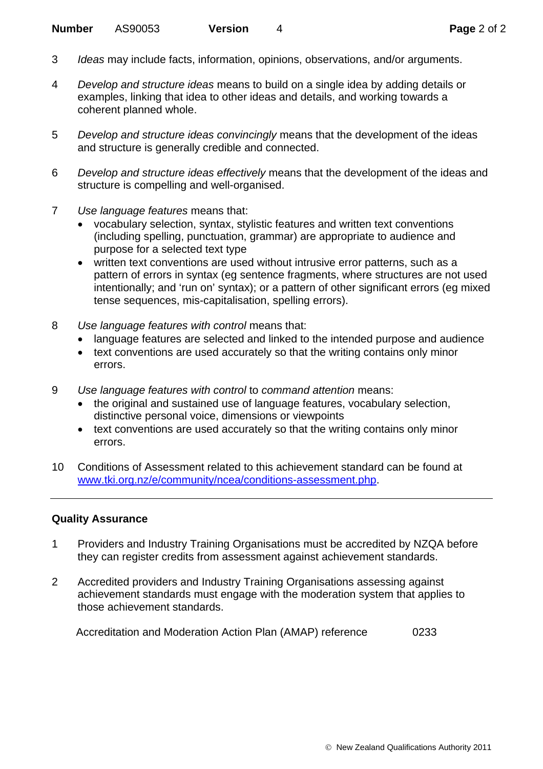3 *Ideas* may include facts, information, opinions, observations, and/or arguments.

4 *Develop and structure ideas* means to build on a single idea by adding details or examples, linking that idea to other ideas and details, and working towards a coherent planned whole.

5 *Develop and structure ideas convincingly* means that the development of the ideas and structure is generally credible and connected.

6 *Develop and structure ideas effectively* means that the development of the ideas and structure is compelling and well-organised.

7 *Use language features* means that:
- vocabulary selection, syntax, stylistic features and written text conventions (including spelling, punctuation, grammar) are appropriate to audience and purpose for a selected text type
- written text conventions are used without intrusive error patterns, such as a pattern of errors in syntax (eg sentence fragments, where structures are not used intentionally; and 'run on' syntax); or a pattern of other significant errors (eg mixed tense sequences, mis-capitalisation, spelling errors).

8 *Use language features with control* means that:
- language features are selected and linked to the intended purpose and audience
- text conventions are used accurately so that the writing contains only minor errors.

9 *Use language features with control* to *command attention* means:
- the original and sustained use of language features, vocabulary selection, distinctive personal voice, dimensions or viewpoints
- text conventions are used accurately so that the writing contains only minor errors.

10 Conditions of Assessment related to this achievement standard can be found at [www.tki.org.nz/e/community/ncea/conditions-assessment.php](www.tki.org.nz/e/community/ncea/conditions-assessment.php).

---

**Quality Assurance**

1 Providers and Industry Training Organisations must be accredited by NZQA before they can register credits from assessment against achievement standards.

2 Accredited providers and Industry Training Organisations assessing against achievement standards must engage with the moderation system that applies to those achievement standards.

Accreditation and Moderation Action Plan (AMAP) reference 0233

© New Zealand Qualifications Authority 2011